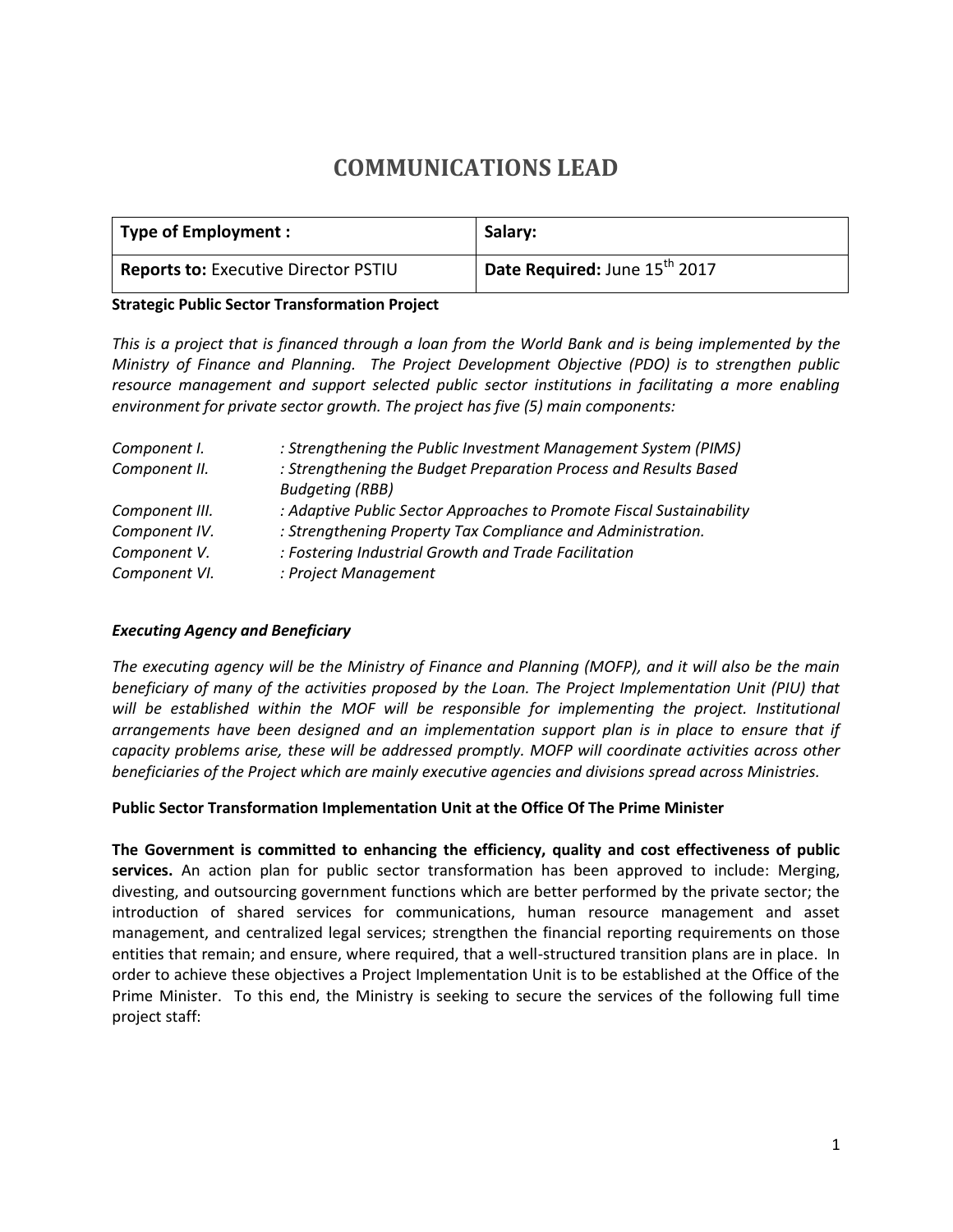# COMMUNICATIONS LEAD

| **Type of Employment :** | **Salary:** |
|---|---|
| **Reports to:** Executive Director PSTIU | **Date Required:** June 15th 2017 |

**Strategic Public Sector Transformation Project**

*This is a project that is financed through a loan from the World Bank and is being implemented by the Ministry of Finance and Planning. The Project Development Objective (PDO) is to strengthen public resource management and support selected public sector institutions in facilitating a more enabling environment for private sector growth. The project has five (5) main components:*

| | |
|---|---|
| *Component I.* | *: Strengthening the Public Investment Management System (PIMS)* |
| *Component II.* | *: Strengthening the Budget Preparation Process and Results Based Budgeting (RBB)* |
| *Component III.* | *: Adaptive Public Sector Approaches to Promote Fiscal Sustainability* |
| *Component IV.* | *: Strengthening Property Tax Compliance and Administration.* |
| *Component V.* | *: Fostering Industrial Growth and Trade Facilitation* |
| *Component VI.* | *: Project Management* |

***Executing Agency and Beneficiary***

*The executing agency will be the Ministry of Finance and Planning (MOFP), and it will also be the main beneficiary of many of the activities proposed by the Loan. The Project Implementation Unit (PIU) that will be established within the MOF will be responsible for implementing the project. Institutional arrangements have been designed and an implementation support plan is in place to ensure that if capacity problems arise, these will be addressed promptly. MOFP will coordinate activities across other beneficiaries of the Project which are mainly executive agencies and divisions spread across Ministries.*

**Public Sector Transformation Implementation Unit at the Office Of The Prime Minister**

**The Government is committed to enhancing the efficiency, quality and cost effectiveness of public services.** An action plan for public sector transformation has been approved to include: Merging, divesting, and outsourcing government functions which are better performed by the private sector; the introduction of shared services for communications, human resource management and asset management, and centralized legal services; strengthen the financial reporting requirements on those entities that remain; and ensure, where required, that a well-structured transition plans are in place. In order to achieve these objectives a Project Implementation Unit is to be established at the Office of the Prime Minister. To this end, the Ministry is seeking to secure the services of the following full time project staff: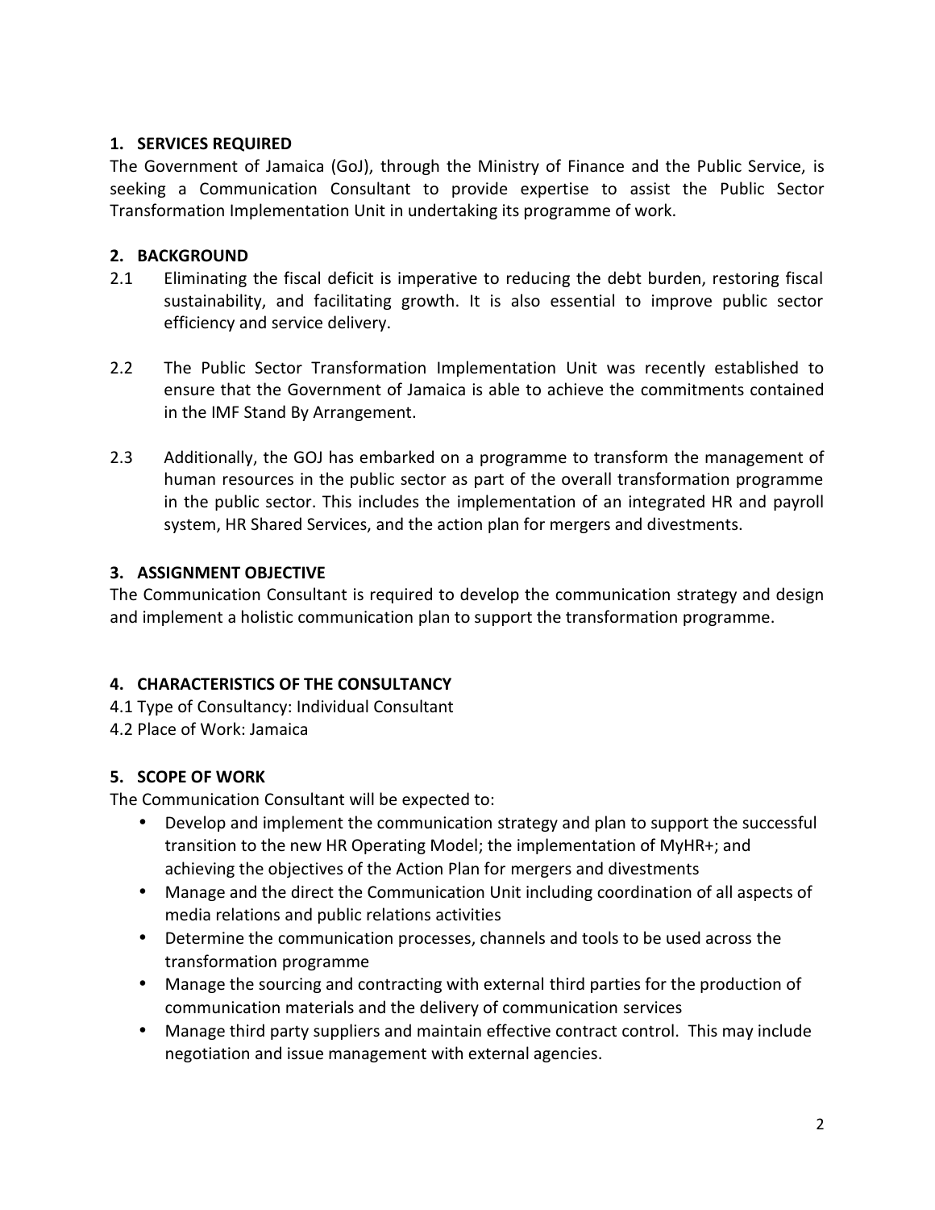## 1. SERVICES REQUIRED

The Government of Jamaica (GoJ), through the Ministry of Finance and the Public Service, is seeking a Communication Consultant to provide expertise to assist the Public Sector Transformation Implementation Unit in undertaking its programme of work.

## 2. BACKGROUND

2.1 Eliminating the fiscal deficit is imperative to reducing the debt burden, restoring fiscal sustainability, and facilitating growth. It is also essential to improve public sector efficiency and service delivery.

2.2 The Public Sector Transformation Implementation Unit was recently established to ensure that the Government of Jamaica is able to achieve the commitments contained in the IMF Stand By Arrangement.

2.3 Additionally, the GOJ has embarked on a programme to transform the management of human resources in the public sector as part of the overall transformation programme in the public sector. This includes the implementation of an integrated HR and payroll system, HR Shared Services, and the action plan for mergers and divestments.

## 3. ASSIGNMENT OBJECTIVE

The Communication Consultant is required to develop the communication strategy and design and implement a holistic communication plan to support the transformation programme.

## 4. CHARACTERISTICS OF THE CONSULTANCY

4.1 Type of Consultancy: Individual Consultant

4.2 Place of Work: Jamaica

## 5. SCOPE OF WORK

The Communication Consultant will be expected to:

- Develop and implement the communication strategy and plan to support the successful transition to the new HR Operating Model; the implementation of MyHR+; and achieving the objectives of the Action Plan for mergers and divestments
- Manage and the direct the Communication Unit including coordination of all aspects of media relations and public relations activities
- Determine the communication processes, channels and tools to be used across the transformation programme
- Manage the sourcing and contracting with external third parties for the production of communication materials and the delivery of communication services
- Manage third party suppliers and maintain effective contract control. This may include negotiation and issue management with external agencies.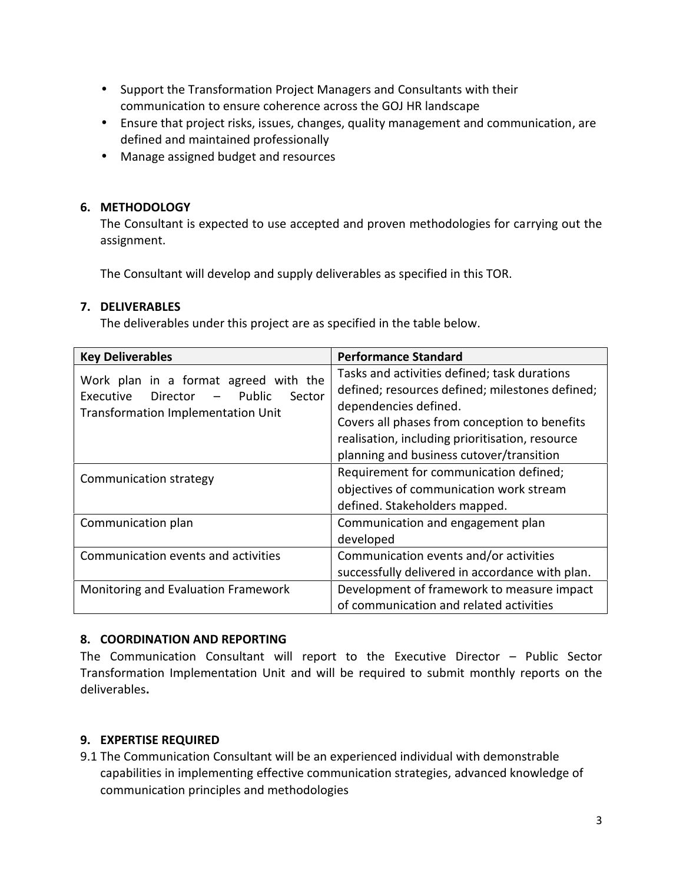- Support the Transformation Project Managers and Consultants with their communication to ensure coherence across the GOJ HR landscape
- Ensure that project risks, issues, changes, quality management and communication, are defined and maintained professionally
- Manage assigned budget and resources

## 6. METHODOLOGY

The Consultant is expected to use accepted and proven methodologies for carrying out the assignment.

The Consultant will develop and supply deliverables as specified in this TOR.

## 7. DELIVERABLES

The deliverables under this project are as specified in the table below.

| Key Deliverables | Performance Standard |
|---|---|
| Work plan in a format agreed with the Executive Director – Public Sector Transformation Implementation Unit | Tasks and activities defined; task durations defined; resources defined; milestones defined; dependencies defined.<br>Covers all phases from conception to benefits realisation, including prioritisation, resource planning and business cutover/transition |
| Communication strategy | Requirement for communication defined; objectives of communication work stream defined. Stakeholders mapped. |
| Communication plan | Communication and engagement plan developed |
| Communication events and activities | Communication events and/or activities successfully delivered in accordance with plan. |
| Monitoring and Evaluation Framework | Development of framework to measure impact of communication and related activities |

## 8. COORDINATION AND REPORTING

The Communication Consultant will report to the Executive Director – Public Sector Transformation Implementation Unit and will be required to submit monthly reports on the deliverables**.**

## 9. EXPERTISE REQUIRED

9.1 The Communication Consultant will be an experienced individual with demonstrable capabilities in implementing effective communication strategies, advanced knowledge of communication principles and methodologies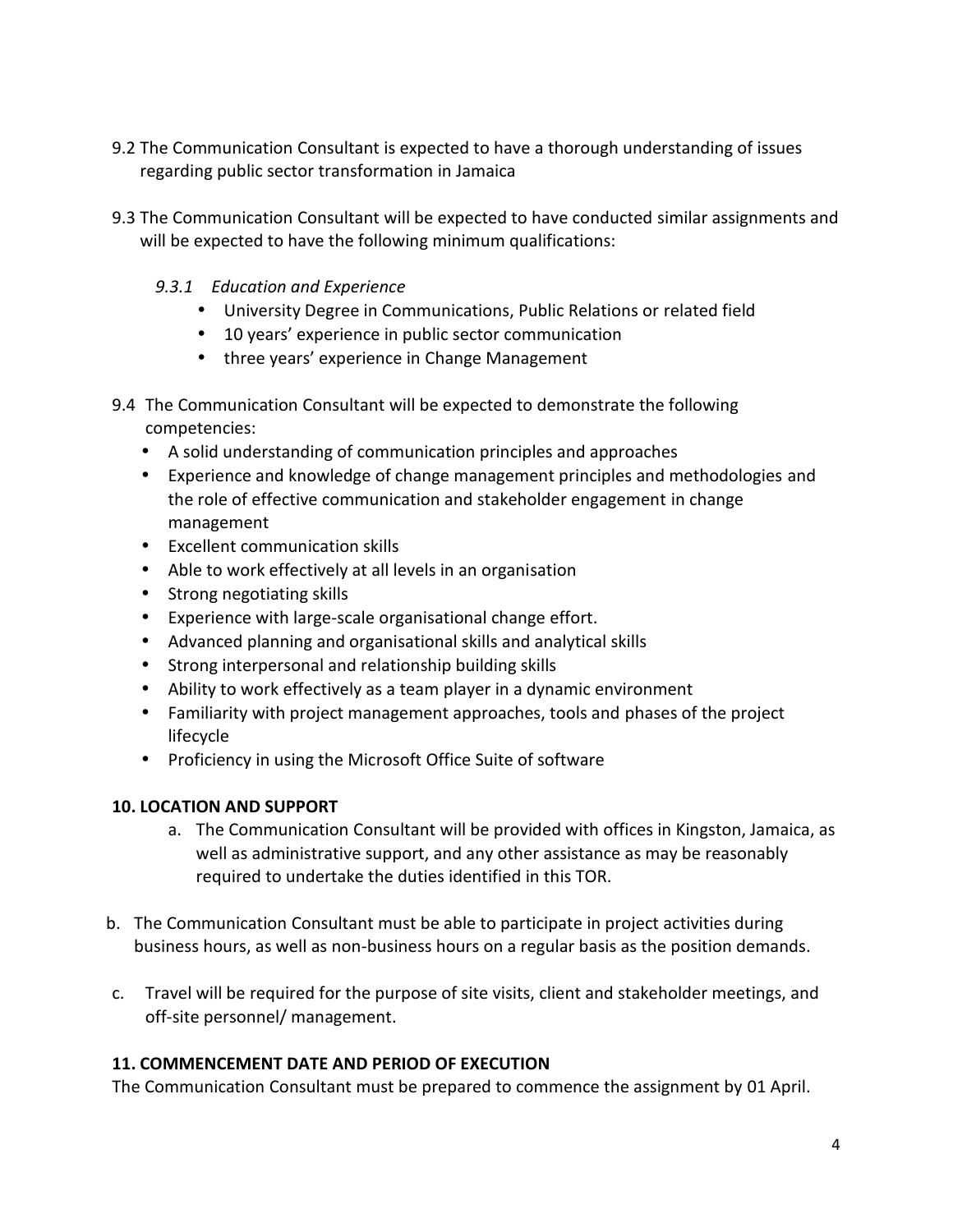9.2 The Communication Consultant is expected to have a thorough understanding of issues regarding public sector transformation in Jamaica

9.3 The Communication Consultant will be expected to have conducted similar assignments and will be expected to have the following minimum qualifications:

*9.3.1 Education and Experience*

- University Degree in Communications, Public Relations or related field
- 10 years' experience in public sector communication
- three years' experience in Change Management

9.4 The Communication Consultant will be expected to demonstrate the following competencies:

- A solid understanding of communication principles and approaches
- Experience and knowledge of change management principles and methodologies and the role of effective communication and stakeholder engagement in change management
- Excellent communication skills
- Able to work effectively at all levels in an organisation
- Strong negotiating skills
- Experience with large-scale organisational change effort.
- Advanced planning and organisational skills and analytical skills
- Strong interpersonal and relationship building skills
- Ability to work effectively as a team player in a dynamic environment
- Familiarity with project management approaches, tools and phases of the project lifecycle
- Proficiency in using the Microsoft Office Suite of software

**10. LOCATION AND SUPPORT**

a. The Communication Consultant will be provided with offices in Kingston, Jamaica, as well as administrative support, and any other assistance as may be reasonably required to undertake the duties identified in this TOR.

b. The Communication Consultant must be able to participate in project activities during business hours, as well as non-business hours on a regular basis as the position demands.

c. Travel will be required for the purpose of site visits, client and stakeholder meetings, and off-site personnel/ management.

**11. COMMENCEMENT DATE AND PERIOD OF EXECUTION**

The Communication Consultant must be prepared to commence the assignment by 01 April.